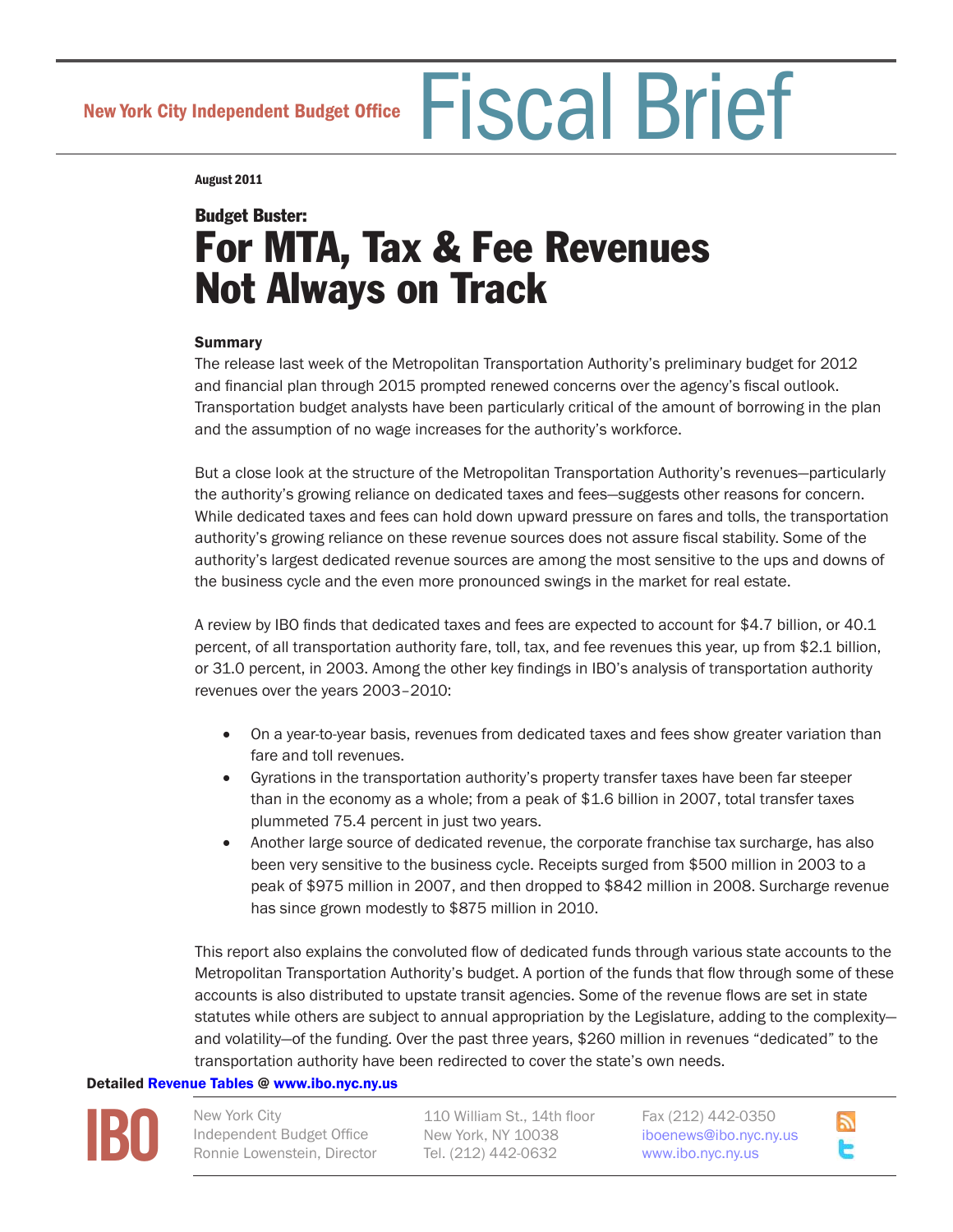New York City Independent Budget Office **Fiscal Brief**

**August 2011**

### Budget Buster:

# For MTA, Tax & Fee Revenues Not Always on Track

**Summary**

The release last week of the Metropolitan Transportation Authority's preliminary budget for 2012 and financial plan through 2015 prompted renewed concerns over the agency's fiscal outlook. Transportation budget analysts have been particularly critical of the amount of borrowing in the plan and the assumption of no wage increases for the authority's workforce.

But a close look at the structure of the Metropolitan Transportation Authority's revenues—particularly the authority's growing reliance on dedicated taxes and fees—suggests other reasons for concern. While dedicated taxes and fees can hold down upward pressure on fares and tolls, the transportation authority's growing reliance on these revenue sources does not assure fiscal stability. Some of the authority's largest dedicated revenue sources are among the most sensitive to the ups and downs of the business cycle and the even more pronounced swings in the market for real estate.

A review by IBO finds that dedicated taxes and fees are expected to account for $4.7 billion, or 40.1 percent, of all transportation authority fare, toll, tax, and fee revenues this year, up from $2.1 billion, or 31.0 percent, in 2003. Among the other key findings in IBO's analysis of transportation authority revenues over the years 2003–2010:

- On a year-to-year basis, revenues from dedicated taxes and fees show greater variation than fare and toll revenues.
- Gyrations in the transportation authority's property transfer taxes have been far steeper than in the economy as a whole; from a peak of $1.6 billion in 2007, total transfer taxes plummeted 75.4 percent in just two years.
- Another large source of dedicated revenue, the corporate franchise tax surcharge, has also been very sensitive to the business cycle. Receipts surged from $500 million in 2003 to a peak of $975 million in 2007, and then dropped to $842 million in 2008. Surcharge revenue has since grown modestly to $875 million in 2010.

This report also explains the convoluted flow of dedicated funds through various state accounts to the Metropolitan Transportation Authority's budget. A portion of the funds that flow through some of these accounts is also distributed to upstate transit agencies. Some of the revenue flows are set in state statutes while others are subject to annual appropriation by the Legislature, adding to the complexity—and volatility—of the funding. Over the past three years, $260 million in revenues "dedicated" to the transportation authority have been redirected to cover the state's own needs.

**Detailed Revenue Tables @ www.ibo.nyc.ny.us**

IBO

New York City Independent Budget Office
Ronnie Lowenstein, Director

110 William St., 14th floor
New York, NY 10038
Tel. (212) 442-0632

Fax (212) 442-0350
iboenews@ibo.nyc.ny.us
www.ibo.nyc.ny.us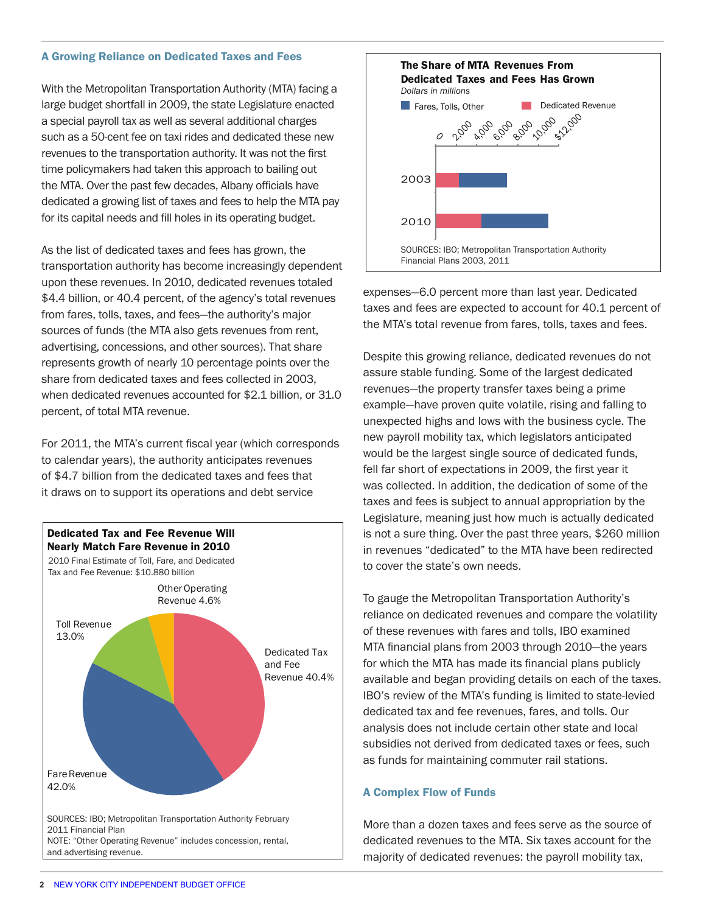### A Growing Reliance on Dedicated Taxes and Fees

With the Metropolitan Transportation Authority (MTA) facing a large budget shortfall in 2009, the state Legislature enacted a special payroll tax as well as several additional charges such as a 50-cent fee on taxi rides and dedicated these new revenues to the transportation authority. It was not the first time policymakers had taken this approach to bailing out the MTA. Over the past few decades, Albany officials have dedicated a growing list of taxes and fees to help the MTA pay for its capital needs and fill holes in its operating budget.

As the list of dedicated taxes and fees has grown, the transportation authority has become increasingly dependent upon these revenues. In 2010, dedicated revenues totaled $4.4 billion, or 40.4 percent, of the agency's total revenues from fares, tolls, taxes, and fees—the authority's major sources of funds (the MTA also gets revenues from rent, advertising, concessions, and other sources). That share represents growth of nearly 10 percentage points over the share from dedicated taxes and fees collected in 2003, when dedicated revenues accounted for $2.1 billion, or 31.0 percent, of total MTA revenue.

For 2011, the MTA's current fiscal year (which corresponds to calendar years), the authority anticipates revenues of $4.7 billion from the dedicated taxes and fees that it draws on to support its operations and debt service expenses—6.0 percent more than last year. Dedicated taxes and fees are expected to account for 40.1 percent of the MTA's total revenue from fares, tolls, taxes and fees.

**Dedicated Tax and Fee Revenue Will Nearly Match Fare Revenue in 2010**

2010 Final Estimate of Toll, Fare, and Dedicated Tax and Fee Revenue: $10.880 billion

| Revenue source | Share |
|---|---|
| Dedicated Tax and Fee Revenue | 40.4% |
| Fare Revenue | 42.0% |
| Toll Revenue | 13.0% |
| Other Operating Revenue | 4.6% |

SOURCES: IBO; Metropolitan Transportation Authority February 2011 Financial Plan

NOTE: "Other Operating Revenue" includes concession, rental, and advertising revenue.

**The Share of MTA Revenues From Dedicated Taxes and Fees Has Grown**

*Dollars in millions*

Legend: Fares, Tolls, Other; Dedicated Revenue

Axis: 0, 2,000, 4,000, 6,000, 8,000, 10,000, $12,000

Years: 2003, 2010

SOURCES: IBO; Metropolitan Transportation Authority Financial Plans 2003, 2011

Despite this growing reliance, dedicated revenues do not assure stable funding. Some of the largest dedicated revenues—the property transfer taxes being a prime example—have proven quite volatile, rising and falling to unexpected highs and lows with the business cycle. The new payroll mobility tax, which legislators anticipated would be the largest single source of dedicated funds, fell far short of expectations in 2009, the first year it was collected. In addition, the dedication of some of the taxes and fees is subject to annual appropriation by the Legislature, meaning just how much is actually dedicated is not a sure thing. Over the past three years, $260 million in revenues "dedicated" to the MTA have been redirected to cover the state's own needs.

To gauge the Metropolitan Transportation Authority's reliance on dedicated revenues and compare the volatility of these revenues with fares and tolls, IBO examined MTA financial plans from 2003 through 2010—the years for which the MTA has made its financial plans publicly available and began providing details on each of the taxes. IBO's review of the MTA's funding is limited to state-levied dedicated tax and fee revenues, fares, and tolls. Our analysis does not include certain other state and local subsidies not derived from dedicated taxes or fees, such as funds for maintaining commuter rail stations.

### A Complex Flow of Funds

More than a dozen taxes and fees serve as the source of dedicated revenues to the MTA. Six taxes account for the majority of dedicated revenues: the payroll mobility tax,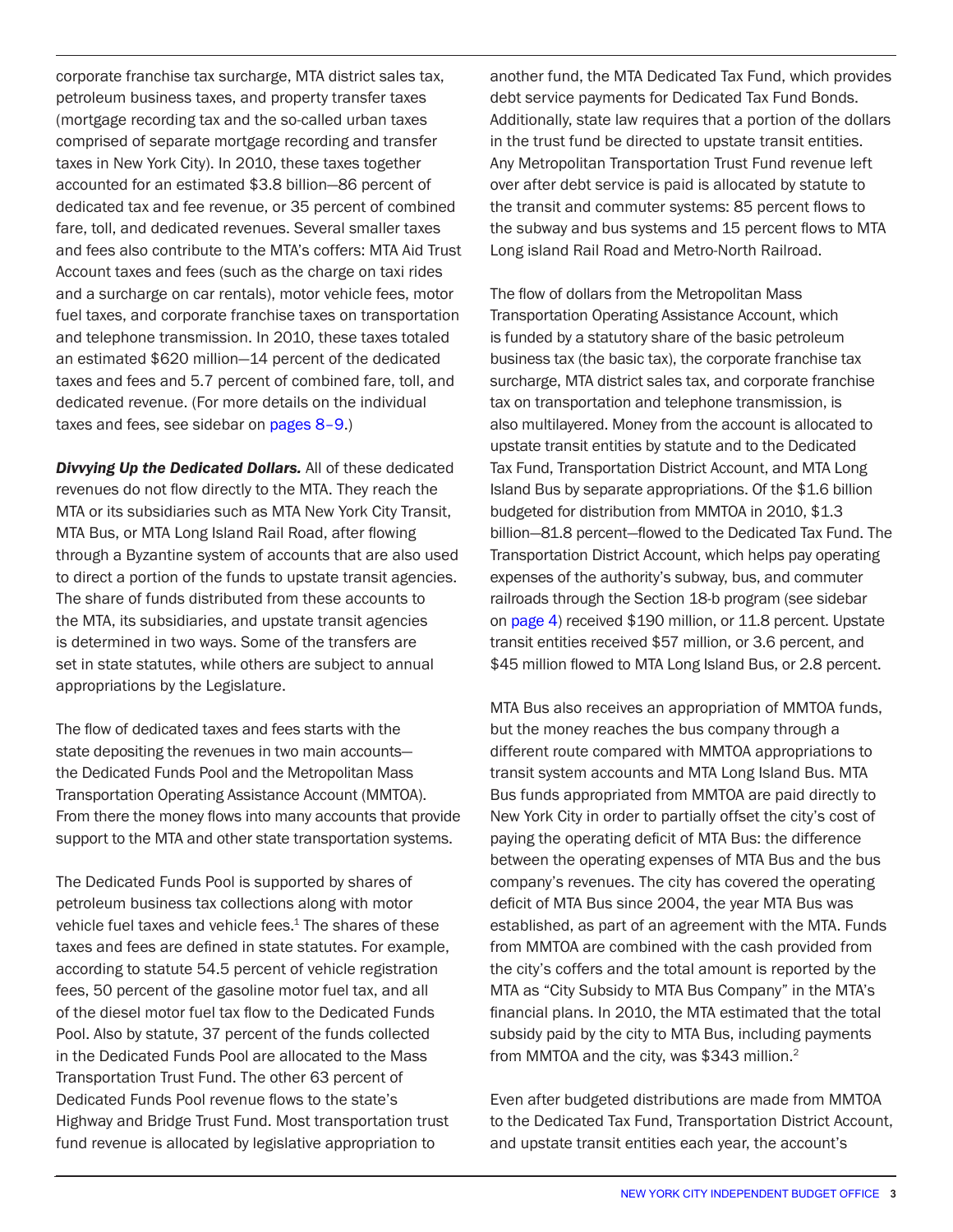corporate franchise tax surcharge, MTA district sales tax, petroleum business taxes, and property transfer taxes (mortgage recording tax and the so-called urban taxes comprised of separate mortgage recording and transfer taxes in New York City). In 2010, these taxes together accounted for an estimated $3.8 billion—86 percent of dedicated tax and fee revenue, or 35 percent of combined fare, toll, and dedicated revenues. Several smaller taxes and fees also contribute to the MTA's coffers: MTA Aid Trust Account taxes and fees (such as the charge on taxi rides and a surcharge on car rentals), motor vehicle fees, motor fuel taxes, and corporate franchise taxes on transportation and telephone transmission. In 2010, these taxes totaled an estimated $620 million—14 percent of the dedicated taxes and fees and 5.7 percent of combined fare, toll, and dedicated revenue. (For more details on the individual taxes and fees, see sidebar on pages 8–9.)

***Divvying Up the Dedicated Dollars.*** All of these dedicated revenues do not flow directly to the MTA. They reach the MTA or its subsidiaries such as MTA New York City Transit, MTA Bus, or MTA Long Island Rail Road, after flowing through a Byzantine system of accounts that are also used to direct a portion of the funds to upstate transit agencies. The share of funds distributed from these accounts to the MTA, its subsidiaries, and upstate transit agencies is determined in two ways. Some of the transfers are set in state statutes, while others are subject to annual appropriations by the Legislature.

The flow of dedicated taxes and fees starts with the state depositing the revenues in two main accounts—the Dedicated Funds Pool and the Metropolitan Mass Transportation Operating Assistance Account (MMTOA). From there the money flows into many accounts that provide support to the MTA and other state transportation systems.

The Dedicated Funds Pool is supported by shares of petroleum business tax collections along with motor vehicle fuel taxes and vehicle fees.[1] The shares of these taxes and fees are defined in state statutes. For example, according to statute 54.5 percent of vehicle registration fees, 50 percent of the gasoline motor fuel tax, and all of the diesel motor fuel tax flow to the Dedicated Funds Pool. Also by statute, 37 percent of the funds collected in the Dedicated Funds Pool are allocated to the Mass Transportation Trust Fund. The other 63 percent of Dedicated Funds Pool revenue flows to the state's Highway and Bridge Trust Fund. Most transportation trust fund revenue is allocated by legislative appropriation to another fund, the MTA Dedicated Tax Fund, which provides debt service payments for Dedicated Tax Fund Bonds. Additionally, state law requires that a portion of the dollars in the trust fund be directed to upstate transit entities. Any Metropolitan Transportation Trust Fund revenue left over after debt service is paid is allocated by statute to the transit and commuter systems: 85 percent flows to the subway and bus systems and 15 percent flows to MTA Long island Rail Road and Metro-North Railroad.

The flow of dollars from the Metropolitan Mass Transportation Operating Assistance Account, which is funded by a statutory share of the basic petroleum business tax (the basic tax), the corporate franchise tax surcharge, MTA district sales tax, and corporate franchise tax on transportation and telephone transmission, is also multilayered. Money from the account is allocated to upstate transit entities by statute and to the Dedicated Tax Fund, Transportation District Account, and MTA Long Island Bus by separate appropriations. Of the $1.6 billion budgeted for distribution from MMTOA in 2010, $1.3 billion—81.8 percent—flowed to the Dedicated Tax Fund. The Transportation District Account, which helps pay operating expenses of the authority's subway, bus, and commuter railroads through the Section 18-b program (see sidebar on page 4) received $190 million, or 11.8 percent. Upstate transit entities received $57 million, or 3.6 percent, and $45 million flowed to MTA Long Island Bus, or 2.8 percent.

MTA Bus also receives an appropriation of MMTOA funds, but the money reaches the bus company through a different route compared with MMTOA appropriations to transit system accounts and MTA Long Island Bus. MTA Bus funds appropriated from MMTOA are paid directly to New York City in order to partially offset the city's cost of paying the operating deficit of MTA Bus: the difference between the operating expenses of MTA Bus and the bus company's revenues. The city has covered the operating deficit of MTA Bus since 2004, the year MTA Bus was established, as part of an agreement with the MTA. Funds from MMTOA are combined with the cash provided from the city's coffers and the total amount is reported by the MTA as "City Subsidy to MTA Bus Company" in the MTA's financial plans. In 2010, the MTA estimated that the total subsidy paid by the city to MTA Bus, including payments from MMTOA and the city, was $343 million.[2]

Even after budgeted distributions are made from MMTOA to the Dedicated Tax Fund, Transportation District Account, and upstate transit entities each year, the account's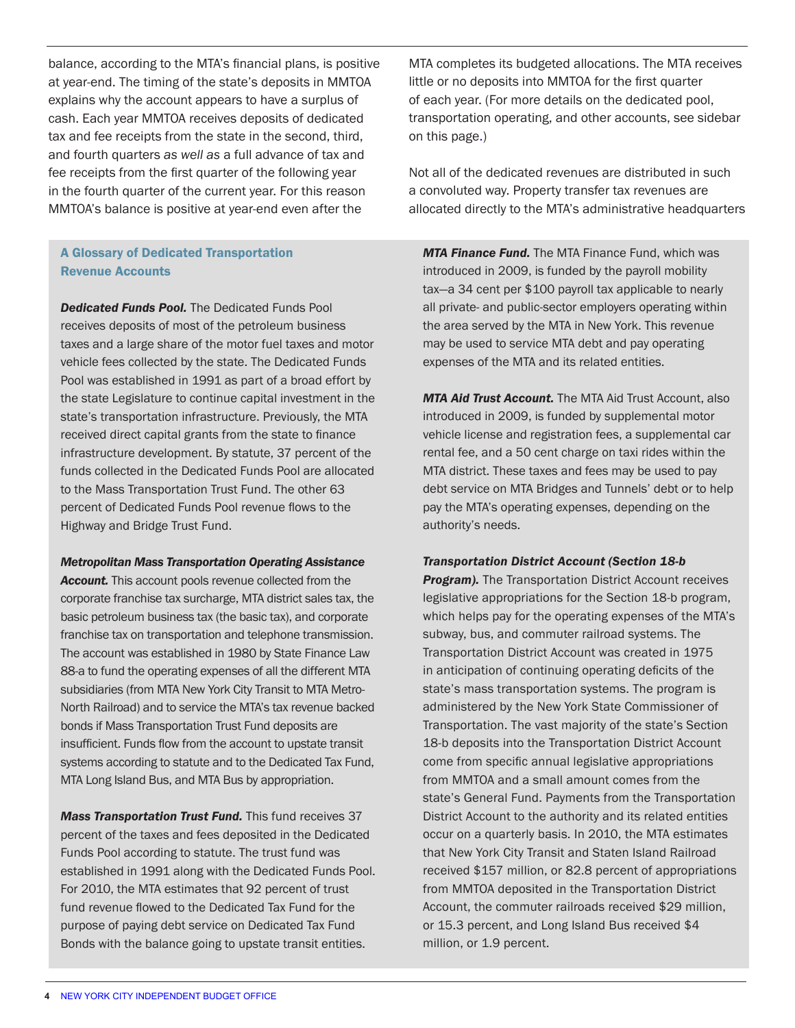balance, according to the MTA's financial plans, is positive at year-end. The timing of the state's deposits in MMTOA explains why the account appears to have a surplus of cash. Each year MMTOA receives deposits of dedicated tax and fee receipts from the state in the second, third, and fourth quarters *as well as* a full advance of tax and fee receipts from the first quarter of the following year in the fourth quarter of the current year. For this reason MMTOA's balance is positive at year-end even after the MTA completes its budgeted allocations. The MTA receives little or no deposits into MMTOA for the first quarter of each year. (For more details on the dedicated pool, transportation operating, and other accounts, see sidebar on this page.)

Not all of the dedicated revenues are distributed in such a convoluted way. Property transfer tax revenues are allocated directly to the MTA's administrative headquarters

### A Glossary of Dedicated Transportation Revenue Accounts

***Dedicated Funds Pool.*** The Dedicated Funds Pool receives deposits of most of the petroleum business taxes and a large share of the motor fuel taxes and motor vehicle fees collected by the state. The Dedicated Funds Pool was established in 1991 as part of a broad effort by the state Legislature to continue capital investment in the state's transportation infrastructure. Previously, the MTA received direct capital grants from the state to finance infrastructure development. By statute, 37 percent of the funds collected in the Dedicated Funds Pool are allocated to the Mass Transportation Trust Fund. The other 63 percent of Dedicated Funds Pool revenue flows to the Highway and Bridge Trust Fund.

***Metropolitan Mass Transportation Operating Assistance Account.*** This account pools revenue collected from the corporate franchise tax surcharge, MTA district sales tax, the basic petroleum business tax (the basic tax), and corporate franchise tax on transportation and telephone transmission. The account was established in 1980 by State Finance Law 88-a to fund the operating expenses of all the different MTA subsidiaries (from MTA New York City Transit to MTA Metro-North Railroad) and to service the MTA's tax revenue backed bonds if Mass Transportation Trust Fund deposits are insufficient. Funds flow from the account to upstate transit systems according to statute and to the Dedicated Tax Fund, MTA Long Island Bus, and MTA Bus by appropriation.

***Mass Transportation Trust Fund.*** This fund receives 37 percent of the taxes and fees deposited in the Dedicated Funds Pool according to statute. The trust fund was established in 1991 along with the Dedicated Funds Pool. For 2010, the MTA estimates that 92 percent of trust fund revenue flowed to the Dedicated Tax Fund for the purpose of paying debt service on Dedicated Tax Fund Bonds with the balance going to upstate transit entities.

***MTA Finance Fund.*** The MTA Finance Fund, which was introduced in 2009, is funded by the payroll mobility tax—a 34 cent per $100 payroll tax applicable to nearly all private- and public-sector employers operating within the area served by the MTA in New York. This revenue may be used to service MTA debt and pay operating expenses of the MTA and its related entities.

***MTA Aid Trust Account.*** The MTA Aid Trust Account, also introduced in 2009, is funded by supplemental motor vehicle license and registration fees, a supplemental car rental fee, and a 50 cent charge on taxi rides within the MTA district. These taxes and fees may be used to pay debt service on MTA Bridges and Tunnels' debt or to help pay the MTA's operating expenses, depending on the authority's needs.

***Transportation District Account (Section 18-b Program).*** The Transportation District Account receives legislative appropriations for the Section 18-b program, which helps pay for the operating expenses of the MTA's subway, bus, and commuter railroad systems. The Transportation District Account was created in 1975 in anticipation of continuing operating deficits of the state's mass transportation systems. The program is administered by the New York State Commissioner of Transportation. The vast majority of the state's Section 18-b deposits into the Transportation District Account come from specific annual legislative appropriations from MMTOA and a small amount comes from the state's General Fund. Payments from the Transportation District Account to the authority and its related entities occur on a quarterly basis. In 2010, the MTA estimates that New York City Transit and Staten Island Railroad received $157 million, or 82.8 percent of appropriations from MMTOA deposited in the Transportation District Account, the commuter railroads received $29 million, or 15.3 percent, and Long Island Bus received $4 million, or 1.9 percent.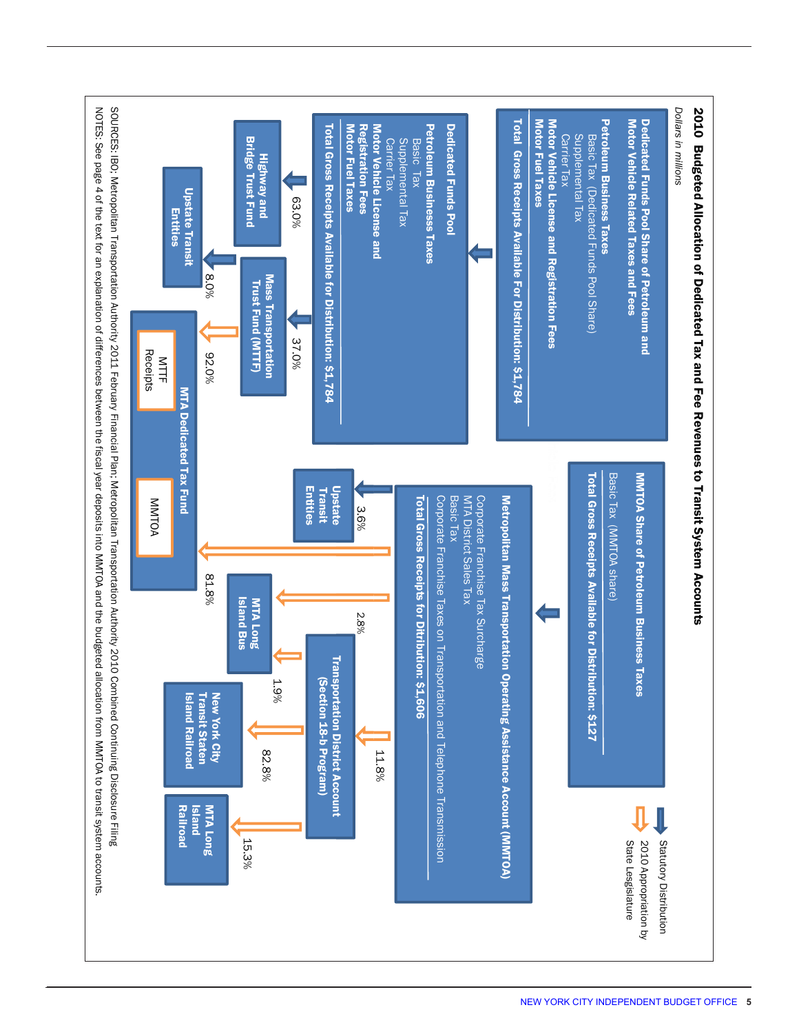## 2010 Budgeted Allocation of Dedicated Tax and Fee Revenues to Transit System Accounts

*Dollars in millions*

**Legend:**
- Statutory Distribution
- 2010 Appropriation by State Lesgislature

**Dedicated Funds Pool Share of Petroleum and Motor Vehicle Related Taxes and Fees**

**Petroleum Business Taxes**
- Basic Tax (Dedicated Funds Pool Share)
- Supplemental Tax
- Carrier Tax

**Motor Vehicle License and Registration Fees**

**Motor Fuel Taxes**

**Total Gross Receipts Available For Distribution: $1,784**

↓

**Dedicated Funds Pool**

**Petroleum Businesss Taxes**
- Basic Tax
- Supplemental Tax
- Carrier Tax

**Motor Vehicle License and Registration Fees**

**Motor Fuel Taxes**

**Total Gross Receipts Available for Distribution: $1,784**

- 63.0% → **Highway and Bridge Trust Fund**
- 37.0% → **Mass Transportation Trust Fund (MTTF)**
  - 8.0% → **Upstate Transit Entities**
  - 92.0% → **MTA Dedicated Tax Fund** (MTTF Receipts)

**MMTOA Share of Petroleum Business Taxes**

Basic Tax (MMTOA share)

**Total Gross Receipts Available for Distribution: $127**

↓

**Metropolitan Mass Transportation Operating Assistance Account (MMTOA)**
- Corporate Franchise Tax Surcharge
- MTA District Sales Tax
- Basic Tax
- Corporate Franchise Taxes on Transportation and Telephone Transmission

**Total Gross Receipts for Distribution: $1,606**

- 3.6% → **Upstate Transit Entities**
- 81.8% → **MTA Dedicated Tax Fund** (MMTOA)
- 2.8% → **MTA Long Island Bus**
- 11.8% → **Transportation District Account (Section 18-b Program)**
  - 1.9% → **MTA Long Island Bus**
  - 82.8% → **New York City Transit Staten Island Railroad**
  - 15.3% → **MTA Long Island Railroad**

SOURCES: IBO; Metropolitan Transportation Authority 2011 February Financial Plan; Metropolitan Transportation Authority 2010 Combined Continuing Disclosure Filing

NOTES: See page 4 of the text for an explanation of differences between the fiscal year deposits into MMTOA and the budgeted allocation from MMTOA to transit system accounts.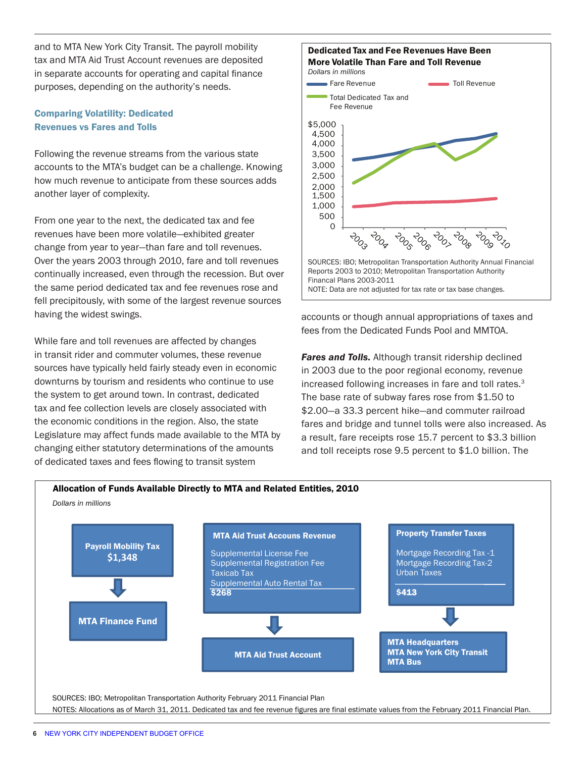and to MTA New York City Transit. The payroll mobility tax and MTA Aid Trust Account revenues are deposited in separate accounts for operating and capital finance purposes, depending on the authority's needs.

### Comparing Volatility: Dedicated Revenues vs Fares and Tolls

Following the revenue streams from the various state accounts to the MTA's budget can be a challenge. Knowing how much revenue to anticipate from these sources adds another layer of complexity.

From one year to the next, the dedicated tax and fee revenues have been more volatile—exhibited greater change from year to year—than fare and toll revenues. Over the years 2003 through 2010, fare and toll revenues continually increased, even through the recession. But over the same period dedicated tax and fee revenues rose and fell precipitously, with some of the largest revenue sources having the widest swings.

While fare and toll revenues are affected by changes in transit rider and commuter volumes, these revenue sources have typically held fairly steady even in economic downturns by tourism and residents who continue to use the system to get around town. In contrast, dedicated tax and fee collection levels are closely associated with the economic conditions in the region. Also, the state Legislature may affect funds made available to the MTA by changing either statutory determinations of the amounts of dedicated taxes and fees flowing to transit system accounts or though annual appropriations of taxes and fees from the Dedicated Funds Pool and MMTOA.

**Dedicated Tax and Fee Revenues Have Been More Volatile Than Fare and Toll Revenue**

*Dollars in millions*

Legend: Fare Revenue; Toll Revenue; Total Dedicated Tax and Fee Revenue

Y-axis: $0 to $5,000 (increments of 500). X-axis: 2003–2010.

SOURCES: IBO; Metropolitan Transportation Authority Annual Financial Reports 2003 to 2010; Metropolitan Transportation Authority Financal Plans 2003-2011
NOTE: Data are not adjusted for tax rate or tax base changes.

***Fares and Tolls.*** Although transit ridership declined in 2003 due to the poor regional economy, revenue increased following increases in fare and toll rates.[3] The base rate of subway fares rose from $1.50 to $2.00—a 33.3 percent hike—and commuter railroad fares and bridge and tunnel tolls were also increased. As a result, fare receipts rose 15.7 percent to $3.3 billion and toll receipts rose 9.5 percent to $1.0 billion. The

**Allocation of Funds Available Directly to MTA and Related Entities, 2010**

*Dollars in millions*

- **Payroll Mobility Tax** $1,348 → **MTA Finance Fund**
- **MTA Aid Trust Accouns Revenue**: Supplemental License Fee; Supplemental Registration Fee; Taxicab Tax; Supplemental Auto Rental Tax — $268 → **MTA Aid Trust Account**
- **Property Transfer Taxes**: Mortgage Recording Tax -1; Mortgage Recording Tax-2; Urban Taxes — $413 → **MTA Headquarters, MTA New York City Transit, MTA Bus**

SOURCES: IBO; Metropolitan Transportation Authority February 2011 Financial Plan
NOTES: Allocations as of March 31, 2011. Dedicated tax and fee revenue figures are final estimate values from the February 2011 Financial Plan.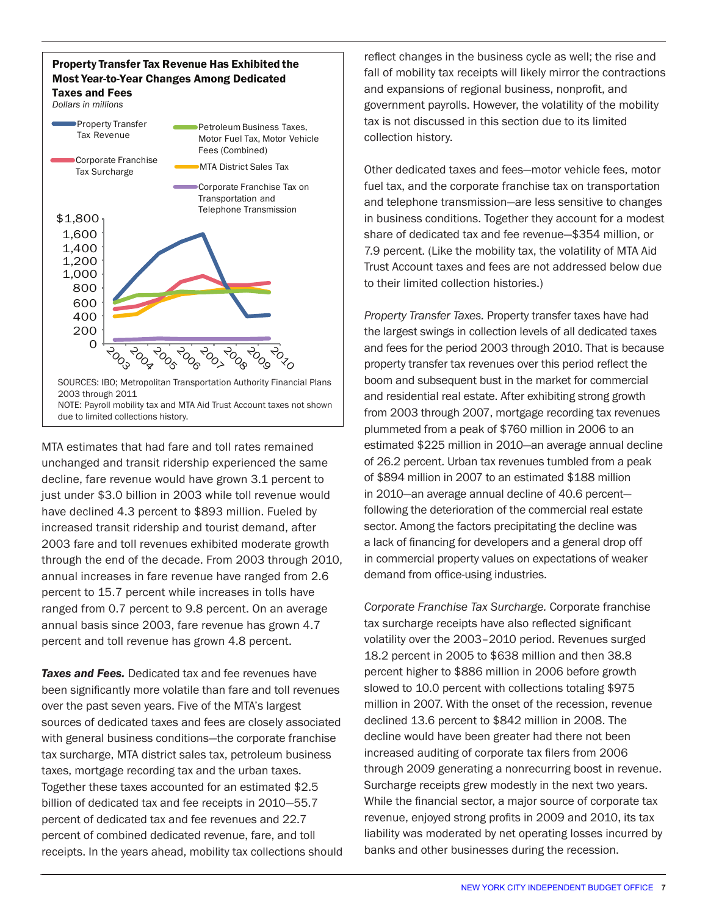**Property Transfer Tax Revenue Has Exhibited the Most Year-to-Year Changes Among Dedicated Taxes and Fees**

*Dollars in millions*

SOURCES: IBO; Metropolitan Transportation Authority Financial Plans 2003 through 2011
NOTE: Payroll mobility tax and MTA Aid Trust Account taxes not shown due to limited collections history.

MTA estimates that had fare and toll rates remained unchanged and transit ridership experienced the same decline, fare revenue would have grown 3.1 percent to just under $3.0 billion in 2003 while toll revenue would have declined 4.3 percent to $893 million. Fueled by increased transit ridership and tourist demand, after 2003 fare and toll revenues exhibited moderate growth through the end of the decade. From 2003 through 2010, annual increases in fare revenue have ranged from 2.6 percent to 15.7 percent while increases in tolls have ranged from 0.7 percent to 9.8 percent. On an average annual basis since 2003, fare revenue has grown 4.7 percent and toll revenue has grown 4.8 percent.

***Taxes and Fees.*** Dedicated tax and fee revenues have been significantly more volatile than fare and toll revenues over the past seven years. Five of the MTA's largest sources of dedicated taxes and fees are closely associated with general business conditions—the corporate franchise tax surcharge, MTA district sales tax, petroleum business taxes, mortgage recording tax and the urban taxes. Together these taxes accounted for an estimated $2.5 billion of dedicated tax and fee receipts in 2010—55.7 percent of dedicated tax and fee revenues and 22.7 percent of combined dedicated revenue, fare, and toll receipts. In the years ahead, mobility tax collections should reflect changes in the business cycle as well; the rise and fall of mobility tax receipts will likely mirror the contractions and expansions of regional business, nonprofit, and government payrolls. However, the volatility of the mobility tax is not discussed in this section due to its limited collection history.

Other dedicated taxes and fees—motor vehicle fees, motor fuel tax, and the corporate franchise tax on transportation and telephone transmission—are less sensitive to changes in business conditions. Together they account for a modest share of dedicated tax and fee revenue—$354 million, or 7.9 percent. (Like the mobility tax, the volatility of MTA Aid Trust Account taxes and fees are not addressed below due to their limited collection histories.)

*Property Transfer Taxes.* Property transfer taxes have had the largest swings in collection levels of all dedicated taxes and fees for the period 2003 through 2010. That is because property transfer tax revenues over this period reflect the boom and subsequent bust in the market for commercial and residential real estate. After exhibiting strong growth from 2003 through 2007, mortgage recording tax revenues plummeted from a peak of $760 million in 2006 to an estimated $225 million in 2010—an average annual decline of 26.2 percent. Urban tax revenues tumbled from a peak of $894 million in 2007 to an estimated $188 million in 2010—an average annual decline of 40.6 percent—following the deterioration of the commercial real estate sector. Among the factors precipitating the decline was a lack of financing for developers and a general drop off in commercial property values on expectations of weaker demand from office-using industries.

*Corporate Franchise Tax Surcharge.* Corporate franchise tax surcharge receipts have also reflected significant volatility over the 2003–2010 period. Revenues surged 18.2 percent in 2005 to $638 million and then 38.8 percent higher to $886 million in 2006 before growth slowed to 10.0 percent with collections totaling $975 million in 2007. With the onset of the recession, revenue declined 13.6 percent to $842 million in 2008. The decline would have been greater had there not been increased auditing of corporate tax filers from 2006 through 2009 generating a nonrecurring boost in revenue. Surcharge receipts grew modestly in the next two years. While the financial sector, a major source of corporate tax revenue, enjoyed strong profits in 2009 and 2010, its tax liability was moderated by net operating losses incurred by banks and other businesses during the recession.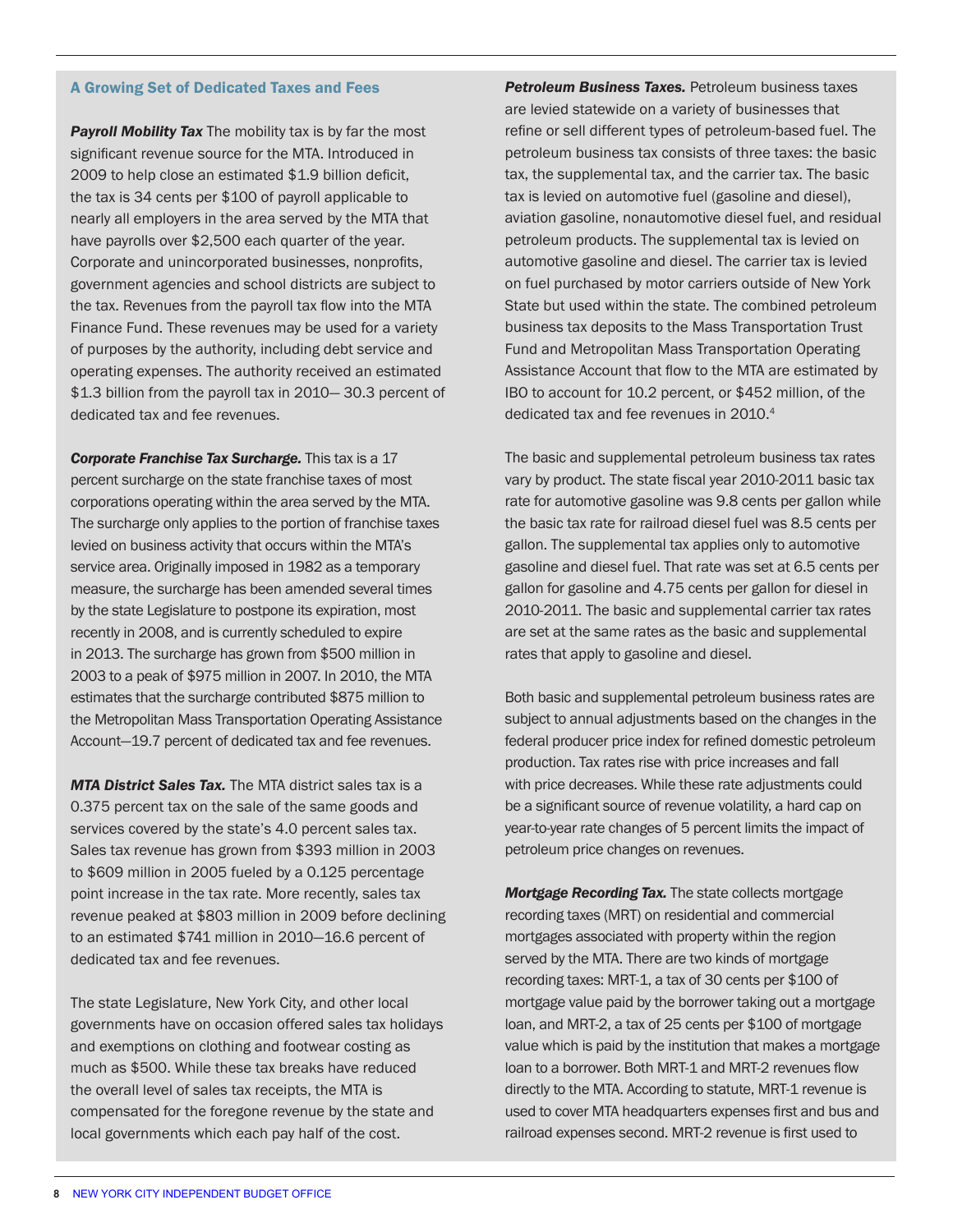### A Growing Set of Dedicated Taxes and Fees

***Payroll Mobility Tax*** The mobility tax is by far the most significant revenue source for the MTA. Introduced in 2009 to help close an estimated $1.9 billion deficit, the tax is 34 cents per $100 of payroll applicable to nearly all employers in the area served by the MTA that have payrolls over $2,500 each quarter of the year. Corporate and unincorporated businesses, nonprofits, government agencies and school districts are subject to the tax. Revenues from the payroll tax flow into the MTA Finance Fund. These revenues may be used for a variety of purposes by the authority, including debt service and operating expenses. The authority received an estimated $1.3 billion from the payroll tax in 2010— 30.3 percent of dedicated tax and fee revenues.

***Corporate Franchise Tax Surcharge.*** This tax is a 17 percent surcharge on the state franchise taxes of most corporations operating within the area served by the MTA. The surcharge only applies to the portion of franchise taxes levied on business activity that occurs within the MTA's service area. Originally imposed in 1982 as a temporary measure, the surcharge has been amended several times by the state Legislature to postpone its expiration, most recently in 2008, and is currently scheduled to expire in 2013. The surcharge has grown from $500 million in 2003 to a peak of $975 million in 2007. In 2010, the MTA estimates that the surcharge contributed $875 million to the Metropolitan Mass Transportation Operating Assistance Account—19.7 percent of dedicated tax and fee revenues.

***MTA District Sales Tax.*** The MTA district sales tax is a 0.375 percent tax on the sale of the same goods and services covered by the state's 4.0 percent sales tax. Sales tax revenue has grown from $393 million in 2003 to $609 million in 2005 fueled by a 0.125 percentage point increase in the tax rate. More recently, sales tax revenue peaked at $803 million in 2009 before declining to an estimated $741 million in 2010—16.6 percent of dedicated tax and fee revenues.

The state Legislature, New York City, and other local governments have on occasion offered sales tax holidays and exemptions on clothing and footwear costing as much as $500. While these tax breaks have reduced the overall level of sales tax receipts, the MTA is compensated for the foregone revenue by the state and local governments which each pay half of the cost.

***Petroleum Business Taxes.*** Petroleum business taxes are levied statewide on a variety of businesses that refine or sell different types of petroleum-based fuel. The petroleum business tax consists of three taxes: the basic tax, the supplemental tax, and the carrier tax. The basic tax is levied on automotive fuel (gasoline and diesel), aviation gasoline, nonautomotive diesel fuel, and residual petroleum products. The supplemental tax is levied on automotive gasoline and diesel. The carrier tax is levied on fuel purchased by motor carriers outside of New York State but used within the state. The combined petroleum business tax deposits to the Mass Transportation Trust Fund and Metropolitan Mass Transportation Operating Assistance Account that flow to the MTA are estimated by IBO to account for 10.2 percent, or $452 million, of the dedicated tax and fee revenues in 2010.[4]

The basic and supplemental petroleum business tax rates vary by product. The state fiscal year 2010-2011 basic tax rate for automotive gasoline was 9.8 cents per gallon while the basic tax rate for railroad diesel fuel was 8.5 cents per gallon. The supplemental tax applies only to automotive gasoline and diesel fuel. That rate was set at 6.5 cents per gallon for gasoline and 4.75 cents per gallon for diesel in 2010-2011. The basic and supplemental carrier tax rates are set at the same rates as the basic and supplemental rates that apply to gasoline and diesel.

Both basic and supplemental petroleum business rates are subject to annual adjustments based on the changes in the federal producer price index for refined domestic petroleum production. Tax rates rise with price increases and fall with price decreases. While these rate adjustments could be a significant source of revenue volatility, a hard cap on year-to-year rate changes of 5 percent limits the impact of petroleum price changes on revenues.

***Mortgage Recording Tax.*** The state collects mortgage recording taxes (MRT) on residential and commercial mortgages associated with property within the region served by the MTA. There are two kinds of mortgage recording taxes: MRT-1, a tax of 30 cents per $100 of mortgage value paid by the borrower taking out a mortgage loan, and MRT-2, a tax of 25 cents per $100 of mortgage value which is paid by the institution that makes a mortgage loan to a borrower. Both MRT-1 and MRT-2 revenues flow directly to the MTA. According to statute, MRT-1 revenue is used to cover MTA headquarters expenses first and bus and railroad expenses second. MRT-2 revenue is first used to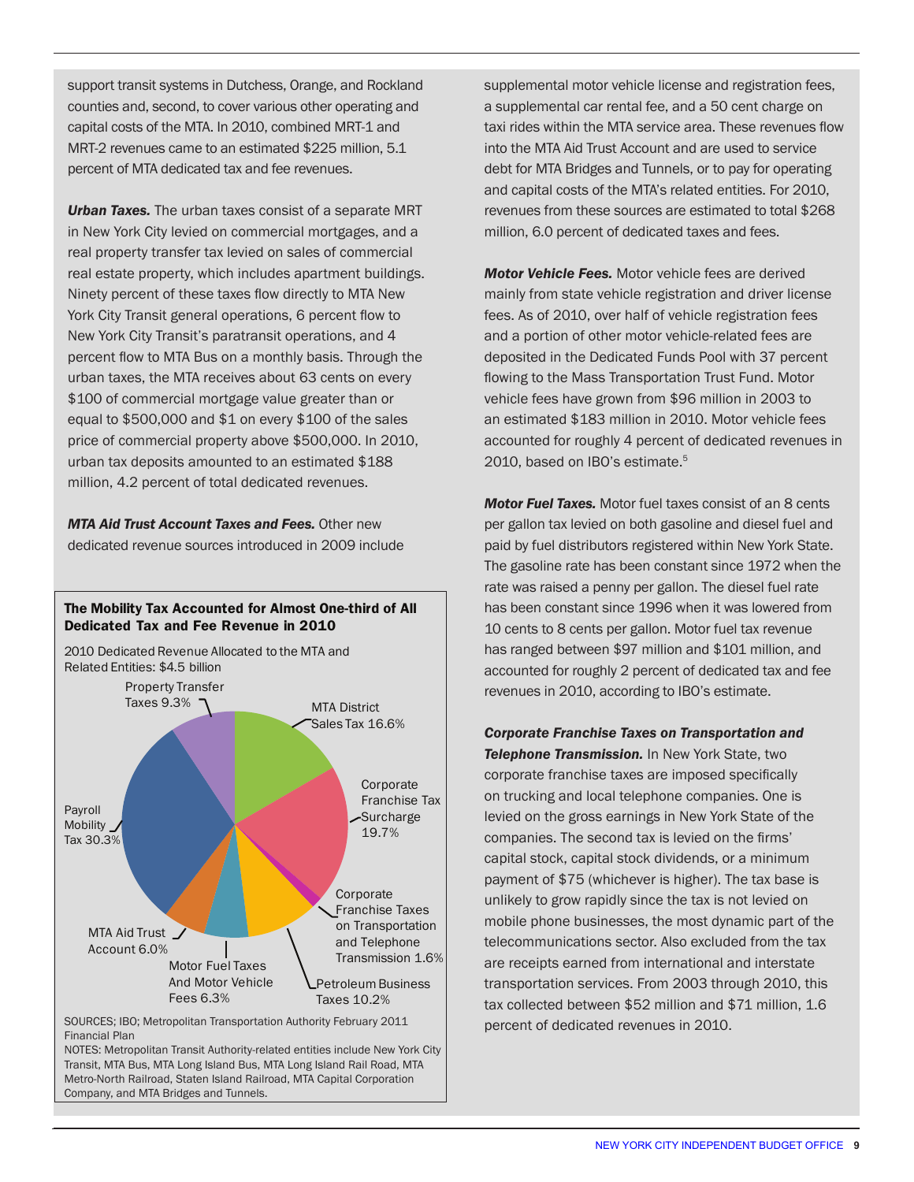support transit systems in Dutchess, Orange, and Rockland counties and, second, to cover various other operating and capital costs of the MTA. In 2010, combined MRT-1 and MRT-2 revenues came to an estimated $225 million, 5.1 percent of MTA dedicated tax and fee revenues.

***Urban Taxes.*** The urban taxes consist of a separate MRT in New York City levied on commercial mortgages, and a real property transfer tax levied on sales of commercial real estate property, which includes apartment buildings. Ninety percent of these taxes flow directly to MTA New York City Transit general operations, 6 percent flow to New York City Transit's paratransit operations, and 4 percent flow to MTA Bus on a monthly basis. Through the urban taxes, the MTA receives about 63 cents on every $100 of commercial mortgage value greater than or equal to $500,000 and $1 on every $100 of the sales price of commercial property above $500,000. In 2010, urban tax deposits amounted to an estimated $188 million, 4.2 percent of total dedicated revenues.

***MTA Aid Trust Account Taxes and Fees.*** Other new dedicated revenue sources introduced in 2009 include supplemental motor vehicle license and registration fees, a supplemental car rental fee, and a 50 cent charge on taxi rides within the MTA service area. These revenues flow into the MTA Aid Trust Account and are used to service debt for MTA Bridges and Tunnels, or to pay for operating and capital costs of the MTA's related entities. For 2010, revenues from these sources are estimated to total $268 million, 6.0 percent of dedicated taxes and fees.

***Motor Vehicle Fees.*** Motor vehicle fees are derived mainly from state vehicle registration and driver license fees. As of 2010, over half of vehicle registration fees and a portion of other motor vehicle-related fees are deposited in the Dedicated Funds Pool with 37 percent flowing to the Mass Transportation Trust Fund. Motor vehicle fees have grown from $96 million in 2003 to an estimated $183 million in 2010. Motor vehicle fees accounted for roughly 4 percent of dedicated revenues in 2010, based on IBO's estimate.[5]

***Motor Fuel Taxes.*** Motor fuel taxes consist of an 8 cents per gallon tax levied on both gasoline and diesel fuel and paid by fuel distributors registered within New York State. The gasoline rate has been constant since 1972 when the rate was raised a penny per gallon. The diesel fuel rate has been constant since 1996 when it was lowered from 10 cents to 8 cents per gallon. Motor fuel tax revenue has ranged between $97 million and $101 million, and accounted for roughly 2 percent of dedicated tax and fee revenues in 2010, according to IBO's estimate.

***Corporate Franchise Taxes on Transportation and Telephone Transmission.*** In New York State, two corporate franchise taxes are imposed specifically on trucking and local telephone companies. One is levied on the gross earnings in New York State of the companies. The second tax is levied on the firms' capital stock, capital stock dividends, or a minimum payment of $75 (whichever is higher). The tax base is unlikely to grow rapidly since the tax is not levied on mobile phone businesses, the most dynamic part of the telecommunications sector. Also excluded from the tax are receipts earned from international and interstate transportation services. From 2003 through 2010, this tax collected between $52 million and $71 million, 1.6 percent of dedicated revenues in 2010.

**The Mobility Tax Accounted for Almost One-third of All Dedicated Tax and Fee Revenue in 2010**

2010 Dedicated Revenue Allocated to the MTA and Related Entities: $4.5 billion

| Source | Share |
|---|---|
| Payroll Mobility Tax | 30.3% |
| Corporate Franchise Tax Surcharge | 19.7% |
| MTA District Sales Tax | 16.6% |
| Petroleum Business Taxes | 10.2% |
| Property Transfer Taxes | 9.3% |
| Motor Fuel Taxes And Motor Vehicle Fees | 6.3% |
| MTA Aid Trust Account | 6.0% |
| Corporate Franchise Taxes on Transportation and Telephone Transmission | 1.6% |

SOURCES; IBO; Metropolitan Transportation Authority February 2011 Financial Plan

NOTES: Metropolitan Transit Authority-related entities include New York City Transit, MTA Bus, MTA Long Island Bus, MTA Long Island Rail Road, MTA Metro-North Railroad, Staten Island Railroad, MTA Capital Corporation Company, and MTA Bridges and Tunnels.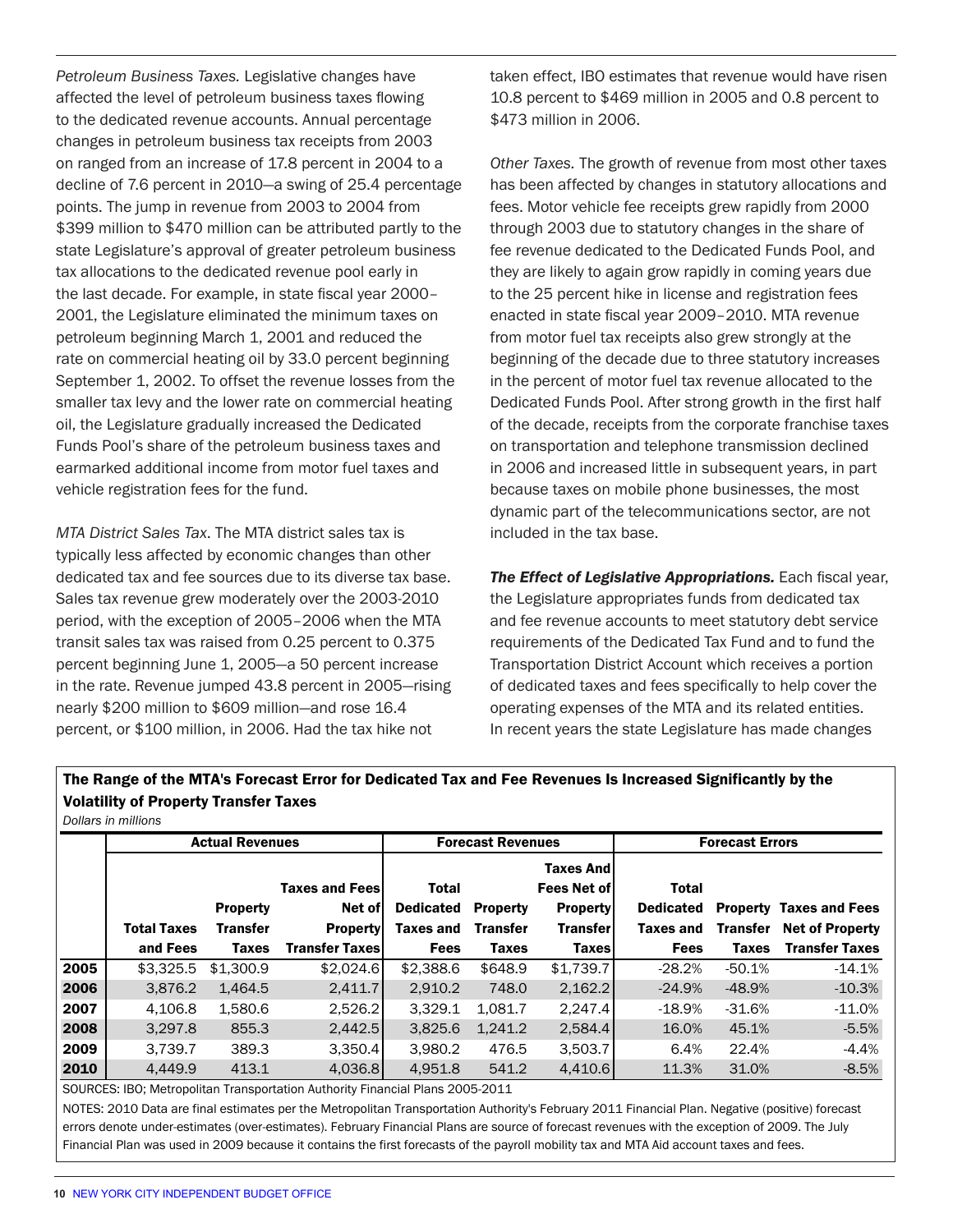*Petroleum Business Taxes.* Legislative changes have affected the level of petroleum business taxes flowing to the dedicated revenue accounts. Annual percentage changes in petroleum business tax receipts from 2003 on ranged from an increase of 17.8 percent in 2004 to a decline of 7.6 percent in 2010—a swing of 25.4 percentage points. The jump in revenue from 2003 to 2004 from $399 million to $470 million can be attributed partly to the state Legislature's approval of greater petroleum business tax allocations to the dedicated revenue pool early in the last decade. For example, in state fiscal year 2000–2001, the Legislature eliminated the minimum taxes on petroleum beginning March 1, 2001 and reduced the rate on commercial heating oil by 33.0 percent beginning September 1, 2002. To offset the revenue losses from the smaller tax levy and the lower rate on commercial heating oil, the Legislature gradually increased the Dedicated Funds Pool's share of the petroleum business taxes and earmarked additional income from motor fuel taxes and vehicle registration fees for the fund.

*MTA District Sales Tax*. The MTA district sales tax is typically less affected by economic changes than other dedicated tax and fee sources due to its diverse tax base. Sales tax revenue grew moderately over the 2003-2010 period, with the exception of 2005–2006 when the MTA transit sales tax was raised from 0.25 percent to 0.375 percent beginning June 1, 2005—a 50 percent increase in the rate. Revenue jumped 43.8 percent in 2005—rising nearly $200 million to $609 million—and rose 16.4 percent, or $100 million, in 2006. Had the tax hike not taken effect, IBO estimates that revenue would have risen 10.8 percent to $469 million in 2005 and 0.8 percent to $473 million in 2006.

*Other Taxes.* The growth of revenue from most other taxes has been affected by changes in statutory allocations and fees. Motor vehicle fee receipts grew rapidly from 2000 through 2003 due to statutory changes in the share of fee revenue dedicated to the Dedicated Funds Pool, and they are likely to again grow rapidly in coming years due to the 25 percent hike in license and registration fees enacted in state fiscal year 2009–2010. MTA revenue from motor fuel tax receipts also grew strongly at the beginning of the decade due to three statutory increases in the percent of motor fuel tax revenue allocated to the Dedicated Funds Pool. After strong growth in the first half of the decade, receipts from the corporate franchise taxes on transportation and telephone transmission declined in 2006 and increased little in subsequent years, in part because taxes on mobile phone businesses, the most dynamic part of the telecommunications sector, are not included in the tax base.

***The Effect of Legislative Appropriations.*** Each fiscal year, the Legislature appropriates funds from dedicated tax and fee revenue accounts to meet statutory debt service requirements of the Dedicated Tax Fund and to fund the Transportation District Account which receives a portion of dedicated taxes and fees specifically to help cover the operating expenses of the MTA and its related entities. In recent years the state Legislature has made changes

**The Range of the MTA's Forecast Error for Dedicated Tax and Fee Revenues Is Increased Significantly by the Volatility of Property Transfer Taxes**

*Dollars in millions*

| | Actual Revenues | | | Forecast Revenues | | | Forecast Errors | | |
|---|---|---|---|---|---|---|---|---|---|
| | Total Taxes and Fees | Property Transfer Taxes | Taxes and Fees Net of Property Transfer Taxes | Total Dedicated Taxes and Fees | Property Transfer Taxes | Taxes And Fees Net of Property Transfer Taxes | Total Dedicated Taxes and Fees | Property Transfer Taxes | Taxes and Fees Net of Property Transfer Taxes |
| **2005** | $3,325.5 | $1,300.9 | $2,024.6 | $2,388.6 | $648.9 | $1,739.7 | -28.2% | -50.1% | -14.1% |
| **2006** | 3,876.2 | 1,464.5 | 2,411.7 | 2,910.2 | 748.0 | 2,162.2 | -24.9% | -48.9% | -10.3% |
| **2007** | 4,106.8 | 1,580.6 | 2,526.2 | 3,329.1 | 1,081.7 | 2,247.4 | -18.9% | -31.6% | -11.0% |
| **2008** | 3,297.8 | 855.3 | 2,442.5 | 3,825.6 | 1,241.2 | 2,584.4 | 16.0% | 45.1% | -5.5% |
| **2009** | 3,739.7 | 389.3 | 3,350.4 | 3,980.2 | 476.5 | 3,503.7 | 6.4% | 22.4% | -4.4% |
| **2010** | 4,449.9 | 413.1 | 4,036.8 | 4,951.8 | 541.2 | 4,410.6 | 11.3% | 31.0% | -8.5% |

SOURCES: IBO; Metropolitan Transportation Authority Financial Plans 2005-2011

NOTES: 2010 Data are final estimates per the Metropolitan Transportation Authority's February 2011 Financial Plan. Negative (positive) forecast errors denote under-estimates (over-estimates). February Financial Plans are source of forecast revenues with the exception of 2009. The July Financial Plan was used in 2009 because it contains the first forecasts of the payroll mobility tax and MTA Aid account taxes and fees.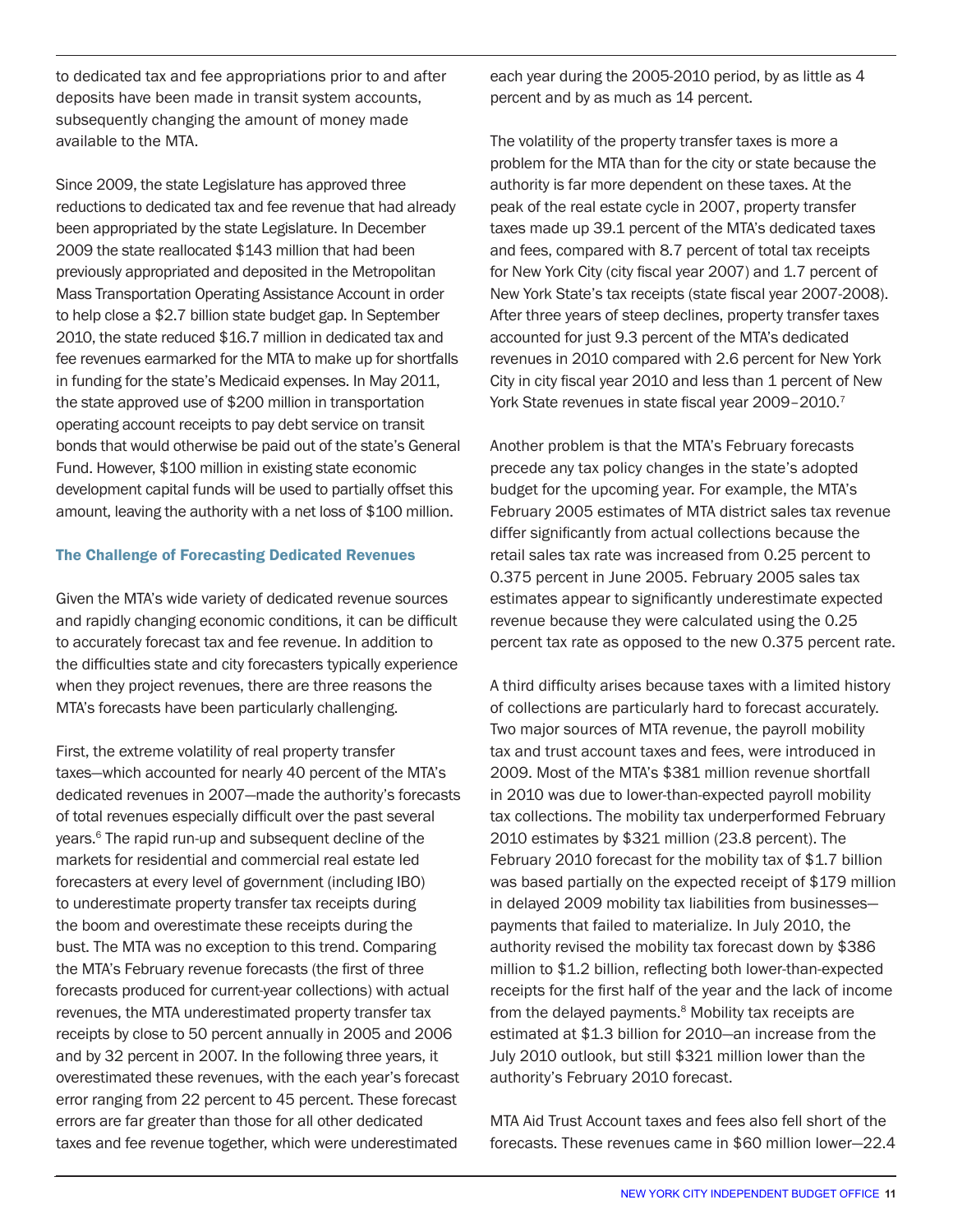to dedicated tax and fee appropriations prior to and after deposits have been made in transit system accounts, subsequently changing the amount of money made available to the MTA.

Since 2009, the state Legislature has approved three reductions to dedicated tax and fee revenue that had already been appropriated by the state Legislature. In December 2009 the state reallocated $143 million that had been previously appropriated and deposited in the Metropolitan Mass Transportation Operating Assistance Account in order to help close a $2.7 billion state budget gap. In September 2010, the state reduced $16.7 million in dedicated tax and fee revenues earmarked for the MTA to make up for shortfalls in funding for the state's Medicaid expenses. In May 2011, the state approved use of $200 million in transportation operating account receipts to pay debt service on transit bonds that would otherwise be paid out of the state's General Fund. However, $100 million in existing state economic development capital funds will be used to partially offset this amount, leaving the authority with a net loss of $100 million.

### The Challenge of Forecasting Dedicated Revenues

Given the MTA's wide variety of dedicated revenue sources and rapidly changing economic conditions, it can be difficult to accurately forecast tax and fee revenue. In addition to the difficulties state and city forecasters typically experience when they project revenues, there are three reasons the MTA's forecasts have been particularly challenging.

First, the extreme volatility of real property transfer taxes—which accounted for nearly 40 percent of the MTA's dedicated revenues in 2007—made the authority's forecasts of total revenues especially difficult over the past several years.[6] The rapid run-up and subsequent decline of the markets for residential and commercial real estate led forecasters at every level of government (including IBO) to underestimate property transfer tax receipts during the boom and overestimate these receipts during the bust. The MTA was no exception to this trend. Comparing the MTA's February revenue forecasts (the first of three forecasts produced for current-year collections) with actual revenues, the MTA underestimated property transfer tax receipts by close to 50 percent annually in 2005 and 2006 and by 32 percent in 2007. In the following three years, it overestimated these revenues, with the each year's forecast error ranging from 22 percent to 45 percent. These forecast errors are far greater than those for all other dedicated taxes and fee revenue together, which were underestimated each year during the 2005-2010 period, by as little as 4 percent and by as much as 14 percent.

The volatility of the property transfer taxes is more a problem for the MTA than for the city or state because the authority is far more dependent on these taxes. At the peak of the real estate cycle in 2007, property transfer taxes made up 39.1 percent of the MTA's dedicated taxes and fees, compared with 8.7 percent of total tax receipts for New York City (city fiscal year 2007) and 1.7 percent of New York State's tax receipts (state fiscal year 2007-2008). After three years of steep declines, property transfer taxes accounted for just 9.3 percent of the MTA's dedicated revenues in 2010 compared with 2.6 percent for New York City in city fiscal year 2010 and less than 1 percent of New York State revenues in state fiscal year 2009–2010.[7]

Another problem is that the MTA's February forecasts precede any tax policy changes in the state's adopted budget for the upcoming year. For example, the MTA's February 2005 estimates of MTA district sales tax revenue differ significantly from actual collections because the retail sales tax rate was increased from 0.25 percent to 0.375 percent in June 2005. February 2005 sales tax estimates appear to significantly underestimate expected revenue because they were calculated using the 0.25 percent tax rate as opposed to the new 0.375 percent rate.

A third difficulty arises because taxes with a limited history of collections are particularly hard to forecast accurately. Two major sources of MTA revenue, the payroll mobility tax and trust account taxes and fees, were introduced in 2009. Most of the MTA's $381 million revenue shortfall in 2010 was due to lower-than-expected payroll mobility tax collections. The mobility tax underperformed February 2010 estimates by $321 million (23.8 percent). The February 2010 forecast for the mobility tax of $1.7 billion was based partially on the expected receipt of $179 million in delayed 2009 mobility tax liabilities from businesses—payments that failed to materialize. In July 2010, the authority revised the mobility tax forecast down by $386 million to $1.2 billion, reflecting both lower-than-expected receipts for the first half of the year and the lack of income from the delayed payments.[8] Mobility tax receipts are estimated at $1.3 billion for 2010—an increase from the July 2010 outlook, but still $321 million lower than the authority's February 2010 forecast.

MTA Aid Trust Account taxes and fees also fell short of the forecasts. These revenues came in $60 million lower—22.4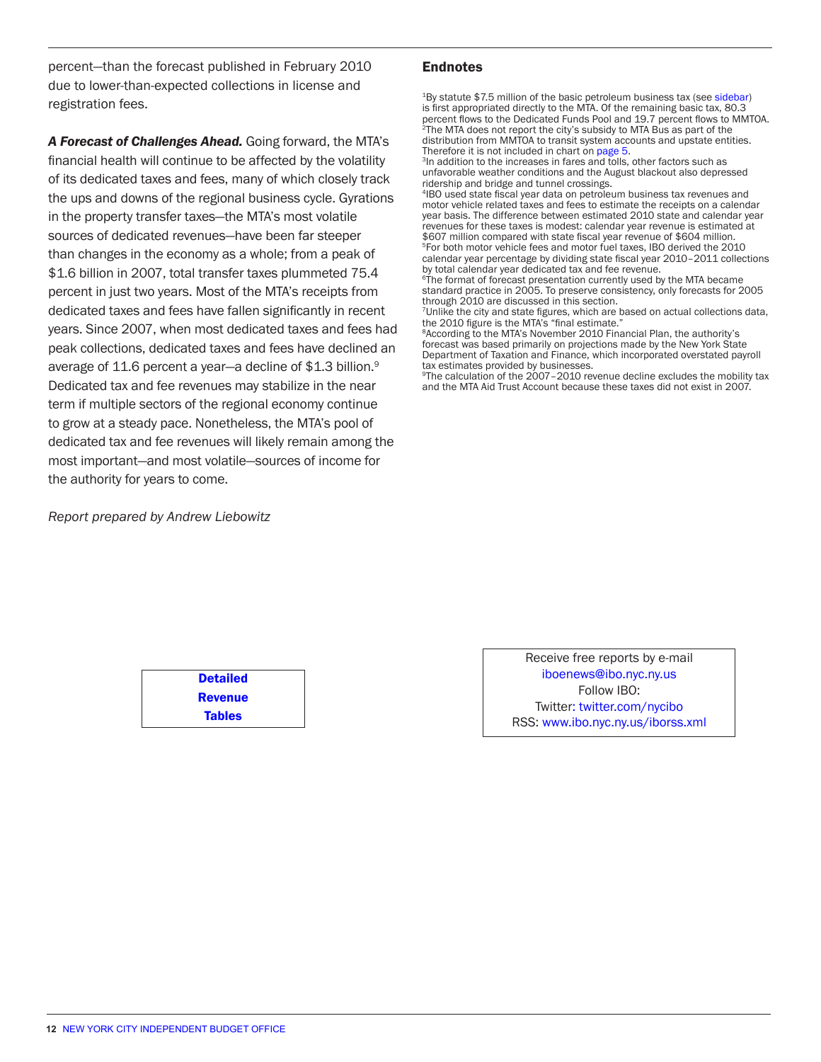percent—than the forecast published in February 2010 due to lower-than-expected collections in license and registration fees.

***A Forecast of Challenges Ahead.*** Going forward, the MTA's financial health will continue to be affected by the volatility of its dedicated taxes and fees, many of which closely track the ups and downs of the regional business cycle. Gyrations in the property transfer taxes—the MTA's most volatile sources of dedicated revenues—have been far steeper than changes in the economy as a whole; from a peak of $1.6 billion in 2007, total transfer taxes plummeted 75.4 percent in just two years. Most of the MTA's receipts from dedicated taxes and fees have fallen significantly in recent years. Since 2007, when most dedicated taxes and fees had peak collections, dedicated taxes and fees have declined an average of 11.6 percent a year—a decline of $1.3 billion.[9] Dedicated tax and fee revenues may stabilize in the near term if multiple sectors of the regional economy continue to grow at a steady pace. Nonetheless, the MTA's pool of dedicated tax and fee revenues will likely remain among the most important—and most volatile—sources of income for the authority for years to come.

*Report prepared by Andrew Liebowitz*

## Endnotes

[1]By statute $7.5 million of the basic petroleum business tax (see sidebar) is first appropriated directly to the MTA. Of the remaining basic tax, 80.3 percent flows to the Dedicated Funds Pool and 19.7 percent flows to MMTOA.
[2]The MTA does not report the city's subsidy to MTA Bus as part of the distribution from MMTOA to transit system accounts and upstate entities. Therefore it is not included in chart on page 5.
[3]In addition to the increases in fares and tolls, other factors such as unfavorable weather conditions and the August blackout also depressed ridership and bridge and tunnel crossings.
[4]IBO used state fiscal year data on petroleum business tax revenues and motor vehicle related taxes and fees to estimate the receipts on a calendar year basis. The difference between estimated 2010 state and calendar year revenues for these taxes is modest: calendar year revenue is estimated at $607 million compared with state fiscal year revenue of $604 million.
[5]For both motor vehicle fees and motor fuel taxes, IBO derived the 2010 calendar year percentage by dividing state fiscal year 2010–2011 collections by total calendar year dedicated tax and fee revenue.
[6]The format of forecast presentation currently used by the MTA became standard practice in 2005. To preserve consistency, only forecasts for 2005 through 2010 are discussed in this section.
[7]Unlike the city and state figures, which are based on actual collections data, the 2010 figure is the MTA's "final estimate."
[8]According to the MTA's November 2010 Financial Plan, the authority's forecast was based primarily on projections made by the New York State Department of Taxation and Finance, which incorporated overstated payroll tax estimates provided by businesses.
[9]The calculation of the 2007–2010 revenue decline excludes the mobility tax and the MTA Aid Trust Account because these taxes did not exist in 2007.

**Detailed Revenue Tables**

Receive free reports by e-mail
iboenews@ibo.nyc.ny.us
Follow IBO:
Twitter: twitter.com/nycibo
RSS: www.ibo.nyc.ny.us/iborss.xml